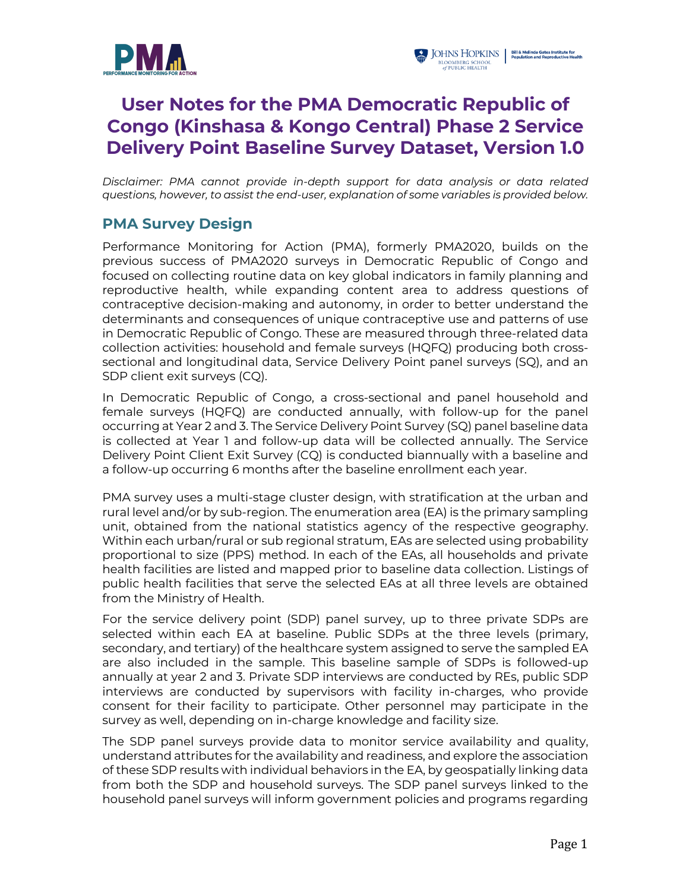# User Notes for the PMA Democratic Republic of Congo (Kinshasa & Kongo Central) Phase 2 Service Delivery Point Baseline Survey Dataset, Version 1.0

*Disclaimer: PMA cannot provide in-depth support for data analysis or data related questions, however, to assist the end-user, explanation of some variables is provided below.*

## PMA Survey Design

Performance Monitoring for Action (PMA), formerly PMA2020, builds on the previous success of PMA2020 surveys in Democratic Republic of Congo and focused on collecting routine data on key global indicators in family planning and reproductive health, while expanding content area to address questions of contraceptive decision-making and autonomy, in order to better understand the determinants and consequences of unique contraceptive use and patterns of use in Democratic Republic of Congo. These are measured through three-related data collection activities: household and female surveys (HQFQ) producing both cross-sectional and longitudinal data, Service Delivery Point panel surveys (SQ), and an SDP client exit surveys (CQ).

In Democratic Republic of Congo, a cross-sectional and panel household and female surveys (HQFQ) are conducted annually, with follow-up for the panel occurring at Year 2 and 3. The Service Delivery Point Survey (SQ) panel baseline data is collected at Year 1 and follow-up data will be collected annually. The Service Delivery Point Client Exit Survey (CQ) is conducted biannually with a baseline and a follow-up occurring 6 months after the baseline enrollment each year.

PMA survey uses a multi-stage cluster design, with stratification at the urban and rural level and/or by sub-region. The enumeration area (EA) is the primary sampling unit, obtained from the national statistics agency of the respective geography. Within each urban/rural or sub regional stratum, EAs are selected using probability proportional to size (PPS) method. In each of the EAs, all households and private health facilities are listed and mapped prior to baseline data collection. Listings of public health facilities that serve the selected EAs at all three levels are obtained from the Ministry of Health.

For the service delivery point (SDP) panel survey, up to three private SDPs are selected within each EA at baseline. Public SDPs at the three levels (primary, secondary, and tertiary) of the healthcare system assigned to serve the sampled EA are also included in the sample. This baseline sample of SDPs is followed-up annually at year 2 and 3. Private SDP interviews are conducted by REs, public SDP interviews are conducted by supervisors with facility in-charges, who provide consent for their facility to participate. Other personnel may participate in the survey as well, depending on in-charge knowledge and facility size.

The SDP panel surveys provide data to monitor service availability and quality, understand attributes for the availability and readiness, and explore the association of these SDP results with individual behaviors in the EA, by geospatially linking data from both the SDP and household surveys. The SDP panel surveys linked to the household panel surveys will inform government policies and programs regarding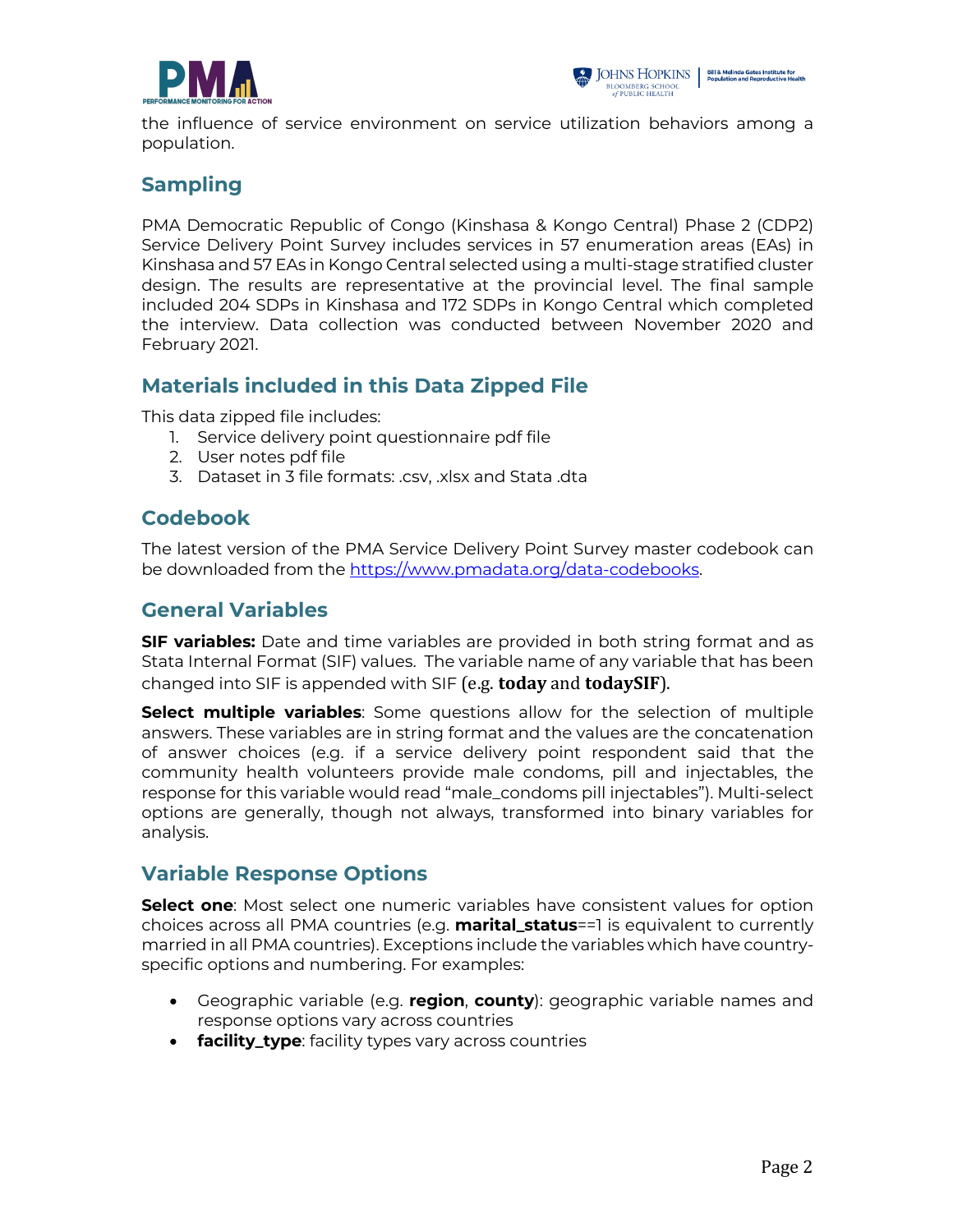the influence of service environment on service utilization behaviors among a population.

## Sampling

PMA Democratic Republic of Congo (Kinshasa & Kongo Central) Phase 2 (CDP2) Service Delivery Point Survey includes services in 57 enumeration areas (EAs) in Kinshasa and 57 EAs in Kongo Central selected using a multi-stage stratified cluster design. The results are representative at the provincial level. The final sample included 204 SDPs in Kinshasa and 172 SDPs in Kongo Central which completed the interview. Data collection was conducted between November 2020 and February 2021.

## Materials included in this Data Zipped File

This data zipped file includes:

1. Service delivery point questionnaire pdf file
2. User notes pdf file
3. Dataset in 3 file formats: .csv, .xlsx and Stata .dta

## Codebook

The latest version of the PMA Service Delivery Point Survey master codebook can be downloaded from the https://www.pmadata.org/data-codebooks.

## General Variables

**SIF variables:** Date and time variables are provided in both string format and as Stata Internal Format (SIF) values. The variable name of any variable that has been changed into SIF is appended with SIF (e.g. **today** and **todaySIF**).

**Select multiple variables**: Some questions allow for the selection of multiple answers. These variables are in string format and the values are the concatenation of answer choices (e.g. if a service delivery point respondent said that the community health volunteers provide male condoms, pill and injectables, the response for this variable would read "male_condoms pill injectables"). Multi-select options are generally, though not always, transformed into binary variables for analysis.

## Variable Response Options

**Select one**: Most select one numeric variables have consistent values for option choices across all PMA countries (e.g. **marital_status**==1 is equivalent to currently married in all PMA countries). Exceptions include the variables which have country-specific options and numbering. For examples:

- Geographic variable (e.g. **region**, **county**): geographic variable names and response options vary across countries
- **facility_type**: facility types vary across countries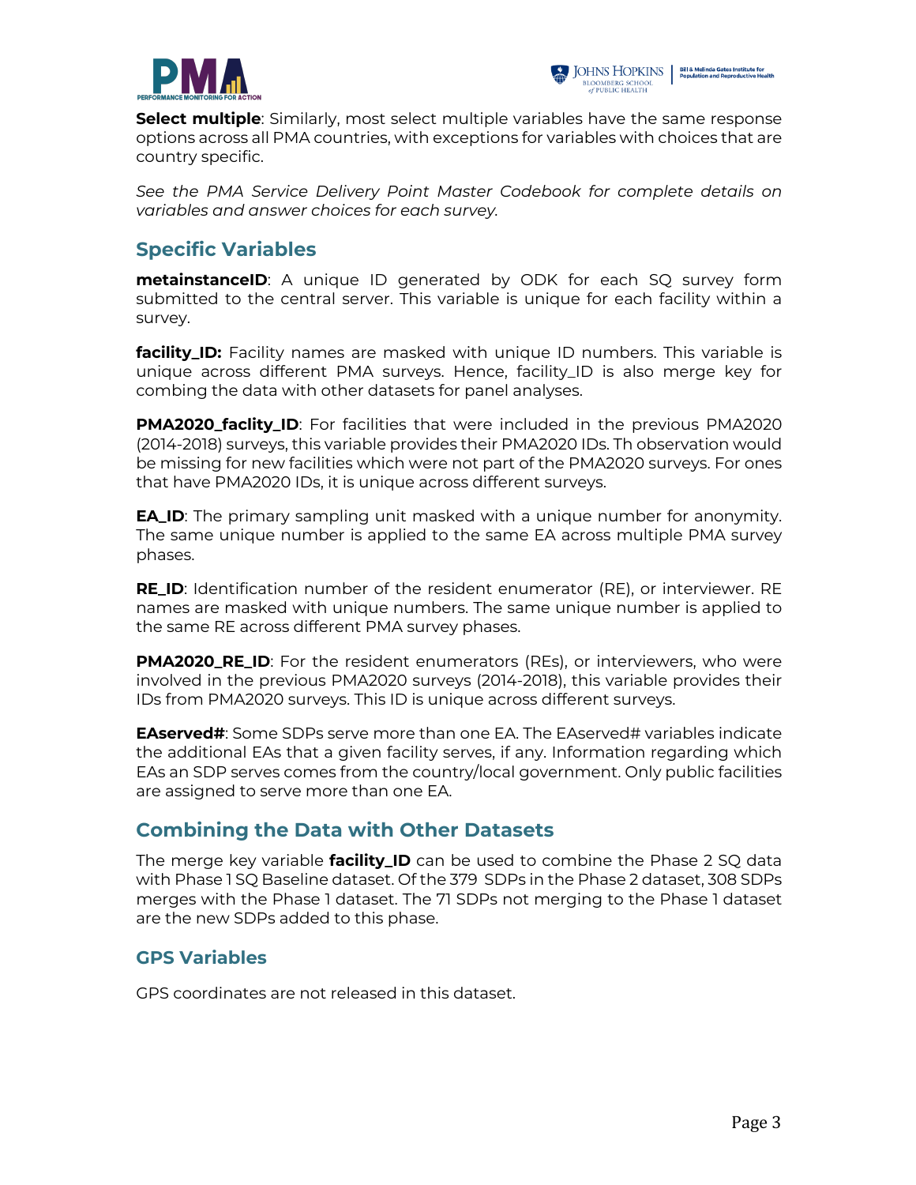**Select multiple**: Similarly, most select multiple variables have the same response options across all PMA countries, with exceptions for variables with choices that are country specific.

*See the PMA Service Delivery Point Master Codebook for complete details on variables and answer choices for each survey.*

## Specific Variables

**metainstanceID**: A unique ID generated by ODK for each SQ survey form submitted to the central server. This variable is unique for each facility within a survey.

**facility_ID:** Facility names are masked with unique ID numbers. This variable is unique across different PMA surveys. Hence, facility_ID is also merge key for combing the data with other datasets for panel analyses.

**PMA2020_faclity_ID**: For facilities that were included in the previous PMA2020 (2014-2018) surveys, this variable provides their PMA2020 IDs. Th observation would be missing for new facilities which were not part of the PMA2020 surveys. For ones that have PMA2020 IDs, it is unique across different surveys.

**EA_ID**: The primary sampling unit masked with a unique number for anonymity. The same unique number is applied to the same EA across multiple PMA survey phases.

**RE_ID**: Identification number of the resident enumerator (RE), or interviewer. RE names are masked with unique numbers. The same unique number is applied to the same RE across different PMA survey phases.

**PMA2020_RE_ID**: For the resident enumerators (REs), or interviewers, who were involved in the previous PMA2020 surveys (2014-2018), this variable provides their IDs from PMA2020 surveys. This ID is unique across different surveys.

**EAserved#**: Some SDPs serve more than one EA. The EAserved# variables indicate the additional EAs that a given facility serves, if any. Information regarding which EAs an SDP serves comes from the country/local government. Only public facilities are assigned to serve more than one EA.

## Combining the Data with Other Datasets

The merge key variable **facility_ID** can be used to combine the Phase 2 SQ data with Phase 1 SQ Baseline dataset. Of the 379 SDPs in the Phase 2 dataset, 308 SDPs merges with the Phase 1 dataset. The 71 SDPs not merging to the Phase 1 dataset are the new SDPs added to this phase.

## GPS Variables

GPS coordinates are not released in this dataset.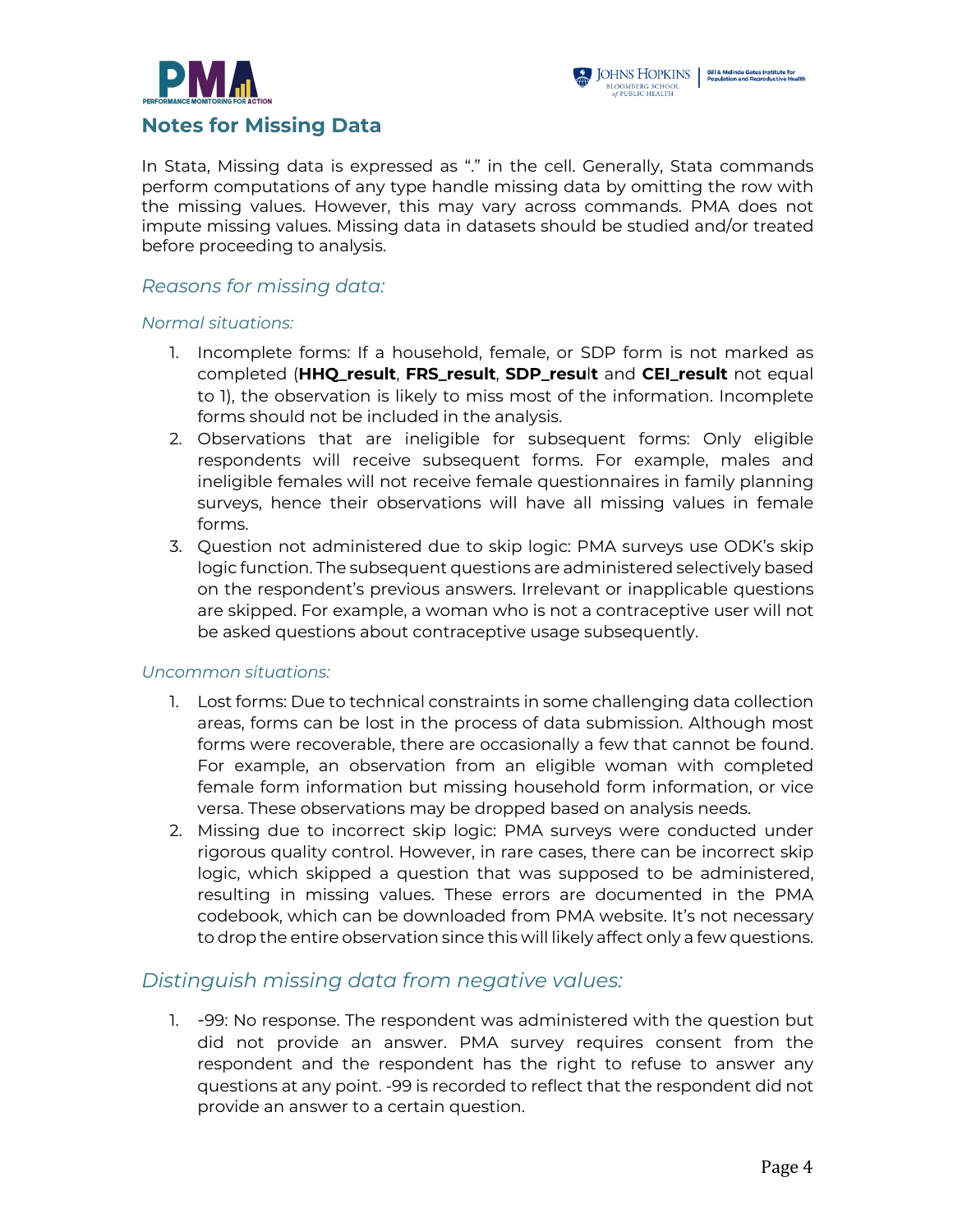## Notes for Missing Data

In Stata, Missing data is expressed as "." in the cell. Generally, Stata commands perform computations of any type handle missing data by omitting the row with the missing values. However, this may vary across commands. PMA does not impute missing values. Missing data in datasets should be studied and/or treated before proceeding to analysis.

### *Reasons for missing data:*

#### *Normal situations:*

1. Incomplete forms: If a household, female, or SDP form is not marked as completed (**HHQ_result**, **FRS_result**, **SDP_result** and **CEI_result** not equal to 1), the observation is likely to miss most of the information. Incomplete forms should not be included in the analysis.
2. Observations that are ineligible for subsequent forms: Only eligible respondents will receive subsequent forms. For example, males and ineligible females will not receive female questionnaires in family planning surveys, hence their observations will have all missing values in female forms.
3. Question not administered due to skip logic: PMA surveys use ODK's skip logic function. The subsequent questions are administered selectively based on the respondent's previous answers. Irrelevant or inapplicable questions are skipped. For example, a woman who is not a contraceptive user will not be asked questions about contraceptive usage subsequently.

#### *Uncommon situations:*

1. Lost forms: Due to technical constraints in some challenging data collection areas, forms can be lost in the process of data submission. Although most forms were recoverable, there are occasionally a few that cannot be found. For example, an observation from an eligible woman with completed female form information but missing household form information, or vice versa. These observations may be dropped based on analysis needs.
2. Missing due to incorrect skip logic: PMA surveys were conducted under rigorous quality control. However, in rare cases, there can be incorrect skip logic, which skipped a question that was supposed to be administered, resulting in missing values. These errors are documented in the PMA codebook, which can be downloaded from PMA website. It's not necessary to drop the entire observation since this will likely affect only a few questions.

### *Distinguish missing data from negative values:*

1. -99: No response. The respondent was administered with the question but did not provide an answer. PMA survey requires consent from the respondent and the respondent has the right to refuse to answer any questions at any point. -99 is recorded to reflect that the respondent did not provide an answer to a certain question.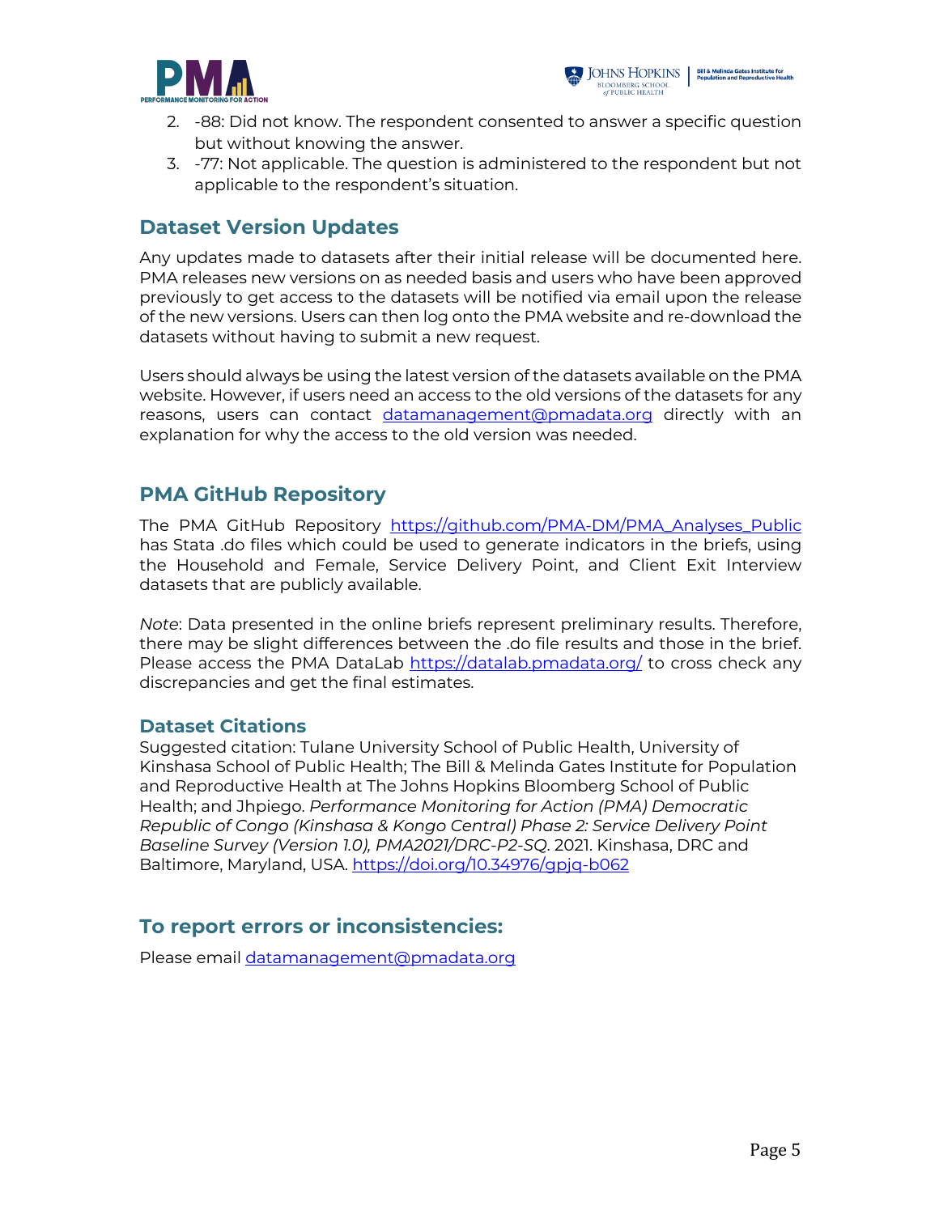2. -88: Did not know. The respondent consented to answer a specific question but without knowing the answer.
3. -77: Not applicable. The question is administered to the respondent but not applicable to the respondent's situation.

## Dataset Version Updates

Any updates made to datasets after their initial release will be documented here. PMA releases new versions on as needed basis and users who have been approved previously to get access to the datasets will be notified via email upon the release of the new versions. Users can then log onto the PMA website and re-download the datasets without having to submit a new request.

Users should always be using the latest version of the datasets available on the PMA website. However, if users need an access to the old versions of the datasets for any reasons, users can contact datamanagement@pmadata.org directly with an explanation for why the access to the old version was needed.

## PMA GitHub Repository

The PMA GitHub Repository https://github.com/PMA-DM/PMA_Analyses_Public has Stata .do files which could be used to generate indicators in the briefs, using the Household and Female, Service Delivery Point, and Client Exit Interview datasets that are publicly available.

*Note*: Data presented in the online briefs represent preliminary results. Therefore, there may be slight differences between the .do file results and those in the brief. Please access the PMA DataLab https://datalab.pmadata.org/ to cross check any discrepancies and get the final estimates.

### Dataset Citations

Suggested citation: Tulane University School of Public Health, University of Kinshasa School of Public Health; The Bill & Melinda Gates Institute for Population and Reproductive Health at The Johns Hopkins Bloomberg School of Public Health; and Jhpiego. *Performance Monitoring for Action (PMA) Democratic Republic of Congo (Kinshasa & Kongo Central) Phase 2: Service Delivery Point Baseline Survey (Version 1.0), PMA2021/DRC-P2-SQ*. 2021. Kinshasa, DRC and Baltimore, Maryland, USA. https://doi.org/10.34976/gpjq-b062

## To report errors or inconsistencies:

Please email datamanagement@pmadata.org